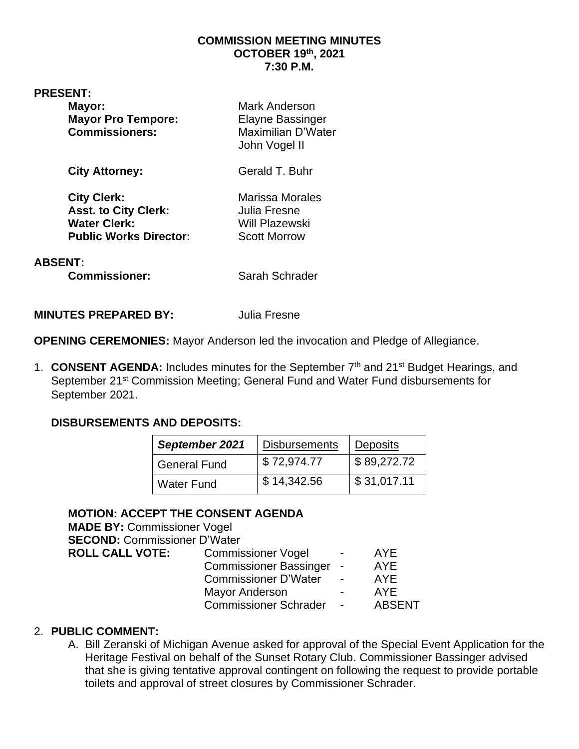# COMMISSION MEETING MINUTES
## OCTOBER 19th, 2021
## 7:30 P.M.

**PRESENT:**

| | |
|---|---|
| **Mayor:** | Mark Anderson |
| **Mayor Pro Tempore:** | Elayne Bassinger |
| **Commissioners:** | Maximilian D'Water |
| | John Vogel II |
| **City Attorney:** | Gerald T. Buhr |
| **City Clerk:** | Marissa Morales |
| **Asst. to City Clerk:** | Julia Fresne |
| **Water Clerk:** | Will Plazewski |
| **Public Works Director:** | Scott Morrow |

**ABSENT:**

| | |
|---|---|
| **Commissioner:** | Sarah Schrader |

**MINUTES PREPARED BY:** Julia Fresne

**OPENING CEREMONIES:** Mayor Anderson led the invocation and Pledge of Allegiance.

1. **CONSENT AGENDA:** Includes minutes for the September 7th and 21st Budget Hearings, and September 21st Commission Meeting; General Fund and Water Fund disbursements for September 2021.

   **DISBURSEMENTS AND DEPOSITS:**

| ***September 2021*** | Disbursements | Deposits |
|---|---|---|
| General Fund | $ 72,974.77 | $ 89,272.72 |
| Water Fund | $ 14,342.56 | $ 31,017.11 |

   **MOTION: ACCEPT THE CONSENT AGENDA**
   **MADE BY:** Commissioner Vogel
   **SECOND:** Commissioner D'Water
   **ROLL CALL VOTE:**

| | | |
|---|---|---|
| Commissioner Vogel | - | AYE |
| Commissioner Bassinger | - | AYE |
| Commissioner D'Water | - | AYE |
| Mayor Anderson | - | AYE |
| Commissioner Schrader | - | ABSENT |

2. **PUBLIC COMMENT:**
   A. Bill Zeranski of Michigan Avenue asked for approval of the Special Event Application for the Heritage Festival on behalf of the Sunset Rotary Club. Commissioner Bassinger advised that she is giving tentative approval contingent on following the request to provide portable toilets and approval of street closures by Commissioner Schrader.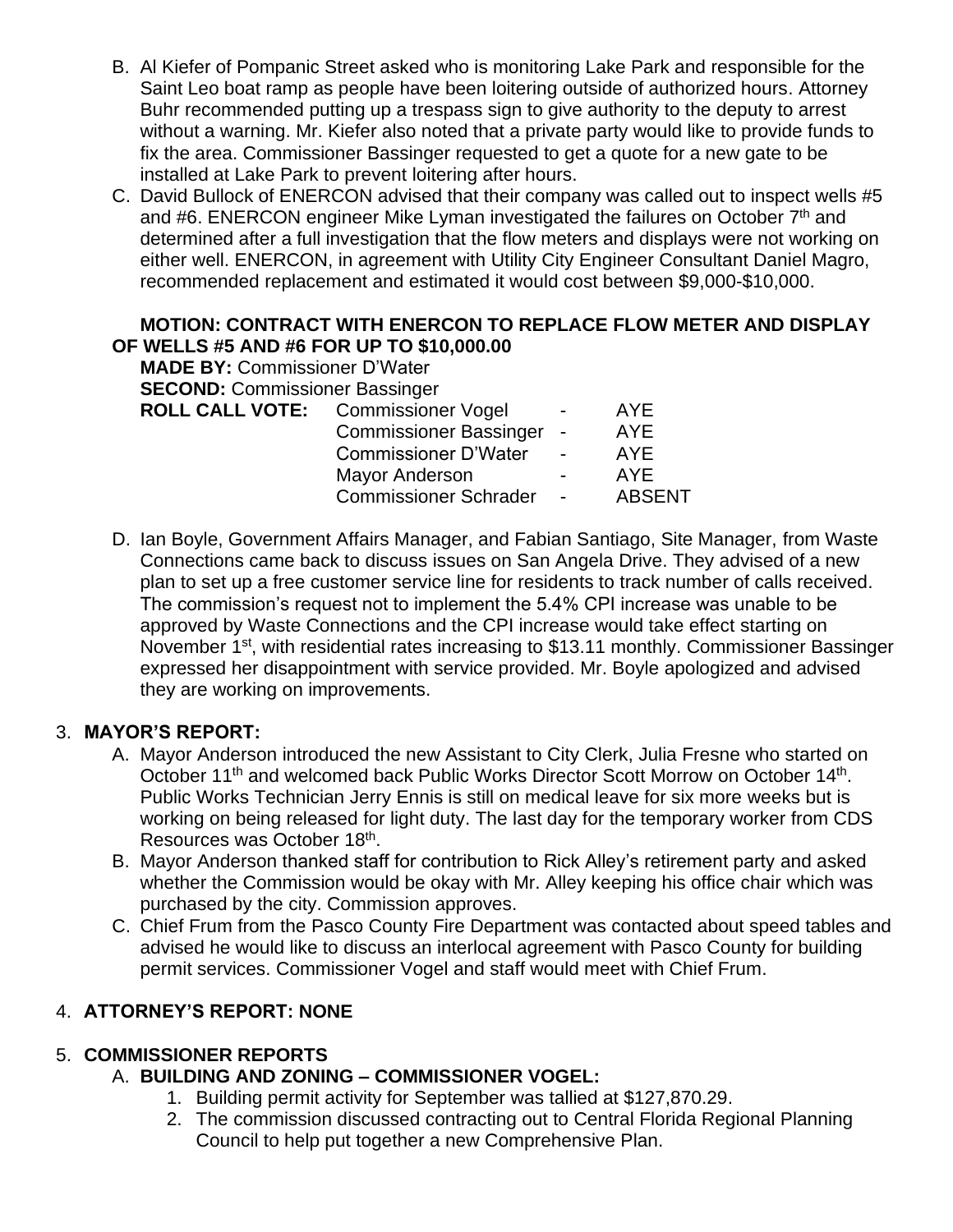B. Al Kiefer of Pompanic Street asked who is monitoring Lake Park and responsible for the Saint Leo boat ramp as people have been loitering outside of authorized hours. Attorney Buhr recommended putting up a trespass sign to give authority to the deputy to arrest without a warning. Mr. Kiefer also noted that a private party would like to provide funds to fix the area. Commissioner Bassinger requested to get a quote for a new gate to be installed at Lake Park to prevent loitering after hours.

C. David Bullock of ENERCON advised that their company was called out to inspect wells #5 and #6. ENERCON engineer Mike Lyman investigated the failures on October 7th and determined after a full investigation that the flow meters and displays were not working on either well. ENERCON, in agreement with Utility City Engineer Consultant Daniel Magro, recommended replacement and estimated it would cost between $9,000-$10,000.

**MOTION: CONTRACT WITH ENERCON TO REPLACE FLOW METER AND DISPLAY OF WELLS #5 AND #6 FOR UP TO $10,000.00**

**MADE BY:** Commissioner D'Water

**SECOND:** Commissioner Bassinger

| **ROLL CALL VOTE:** | | | |
|---|---|---|---|
| | Commissioner Vogel | - | AYE |
| | Commissioner Bassinger | - | AYE |
| | Commissioner D'Water | - | AYE |
| | Mayor Anderson | - | AYE |
| | Commissioner Schrader | - | ABSENT |

D. Ian Boyle, Government Affairs Manager, and Fabian Santiago, Site Manager, from Waste Connections came back to discuss issues on San Angela Drive. They advised of a new plan to set up a free customer service line for residents to track number of calls received. The commission's request not to implement the 5.4% CPI increase was unable to be approved by Waste Connections and the CPI increase would take effect starting on November 1st, with residential rates increasing to $13.11 monthly. Commissioner Bassinger expressed her disappointment with service provided. Mr. Boyle apologized and advised they are working on improvements.

## 3. MAYOR'S REPORT:

A. Mayor Anderson introduced the new Assistant to City Clerk, Julia Fresne who started on October 11th and welcomed back Public Works Director Scott Morrow on October 14th. Public Works Technician Jerry Ennis is still on medical leave for six more weeks but is working on being released for light duty. The last day for the temporary worker from CDS Resources was October 18th.

B. Mayor Anderson thanked staff for contribution to Rick Alley's retirement party and asked whether the Commission would be okay with Mr. Alley keeping his office chair which was purchased by the city. Commission approves.

C. Chief Frum from the Pasco County Fire Department was contacted about speed tables and advised he would like to discuss an interlocal agreement with Pasco County for building permit services. Commissioner Vogel and staff would meet with Chief Frum.

## 4. ATTORNEY'S REPORT: NONE

## 5. COMMISSIONER REPORTS

### A. BUILDING AND ZONING – COMMISSIONER VOGEL:

1. Building permit activity for September was tallied at $127,870.29.
2. The commission discussed contracting out to Central Florida Regional Planning Council to help put together a new Comprehensive Plan.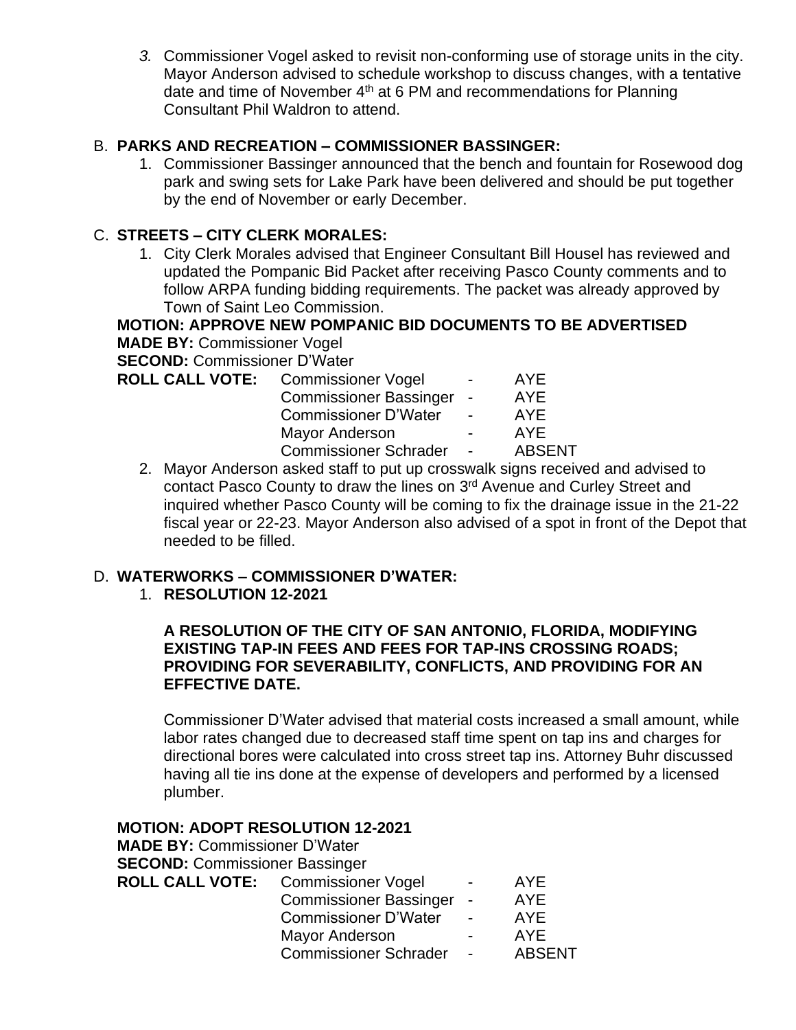3. Commissioner Vogel asked to revisit non-conforming use of storage units in the city. Mayor Anderson advised to schedule workshop to discuss changes, with a tentative date and time of November 4th at 6 PM and recommendations for Planning Consultant Phil Waldron to attend.

B. **PARKS AND RECREATION – COMMISSIONER BASSINGER:**

1. Commissioner Bassinger announced that the bench and fountain for Rosewood dog park and swing sets for Lake Park have been delivered and should be put together by the end of November or early December.

C. **STREETS – CITY CLERK MORALES:**

1. City Clerk Morales advised that Engineer Consultant Bill Housel has reviewed and updated the Pompanic Bid Packet after receiving Pasco County comments and to follow ARPA funding bidding requirements. The packet was already approved by Town of Saint Leo Commission.

**MOTION: APPROVE NEW POMPANIC BID DOCUMENTS TO BE ADVERTISED**
**MADE BY:** Commissioner Vogel
**SECOND:** Commissioner D'Water

| **ROLL CALL VOTE:** | Commissioner Vogel | - | AYE |
|---|---|---|---|
| | Commissioner Bassinger | - | AYE |
| | Commissioner D'Water | - | AYE |
| | Mayor Anderson | - | AYE |
| | Commissioner Schrader | - | ABSENT |

2. Mayor Anderson asked staff to put up crosswalk signs received and advised to contact Pasco County to draw the lines on 3rd Avenue and Curley Street and inquired whether Pasco County will be coming to fix the drainage issue in the 21-22 fiscal year or 22-23. Mayor Anderson also advised of a spot in front of the Depot that needed to be filled.

D. **WATERWORKS – COMMISSIONER D'WATER:**

1. **RESOLUTION 12-2021**

**A RESOLUTION OF THE CITY OF SAN ANTONIO, FLORIDA, MODIFYING EXISTING TAP-IN FEES AND FEES FOR TAP-INS CROSSING ROADS; PROVIDING FOR SEVERABILITY, CONFLICTS, AND PROVIDING FOR AN EFFECTIVE DATE.**

Commissioner D'Water advised that material costs increased a small amount, while labor rates changed due to decreased staff time spent on tap ins and charges for directional bores were calculated into cross street tap ins. Attorney Buhr discussed having all tie ins done at the expense of developers and performed by a licensed plumber.

**MOTION: ADOPT RESOLUTION 12-2021**
**MADE BY:** Commissioner D'Water
**SECOND:** Commissioner Bassinger

| **ROLL CALL VOTE:** | Commissioner Vogel | - | AYE |
|---|---|---|---|
| | Commissioner Bassinger | - | AYE |
| | Commissioner D'Water | - | AYE |
| | Mayor Anderson | - | AYE |
| | Commissioner Schrader | - | ABSENT |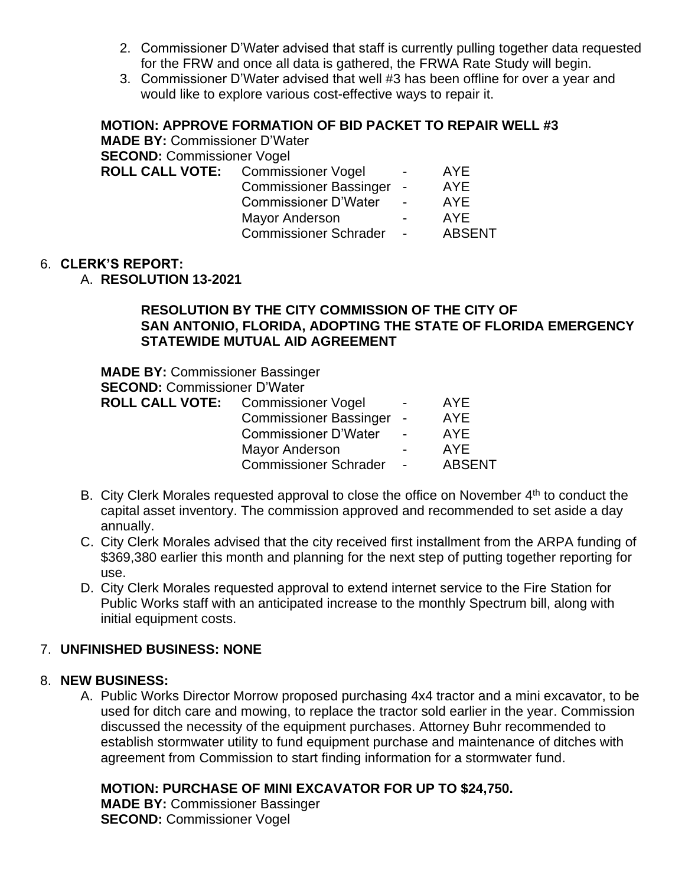2. Commissioner D'Water advised that staff is currently pulling together data requested for the FRW and once all data is gathered, the FRWA Rate Study will begin.
3. Commissioner D'Water advised that well #3 has been offline for over a year and would like to explore various cost-effective ways to repair it.

**MOTION: APPROVE FORMATION OF BID PACKET TO REPAIR WELL #3**
**MADE BY:** Commissioner D'Water
**SECOND:** Commissioner Vogel

| **ROLL CALL VOTE:** | Commissioner Vogel | - | AYE |
|---|---|---|---|
| | Commissioner Bassinger | - | AYE |
| | Commissioner D'Water | - | AYE |
| | Mayor Anderson | - | AYE |
| | Commissioner Schrader | - | ABSENT |

6. **CLERK'S REPORT:**
   A. **RESOLUTION 13-2021**

**RESOLUTION BY THE CITY COMMISSION OF THE CITY OF SAN ANTONIO, FLORIDA, ADOPTING THE STATE OF FLORIDA EMERGENCY STATEWIDE MUTUAL AID AGREEMENT**

**MADE BY:** Commissioner Bassinger
**SECOND:** Commissioner D'Water

| **ROLL CALL VOTE:** | Commissioner Vogel | - | AYE |
|---|---|---|---|
| | Commissioner Bassinger | - | AYE |
| | Commissioner D'Water | - | AYE |
| | Mayor Anderson | - | AYE |
| | Commissioner Schrader | - | ABSENT |

   B. City Clerk Morales requested approval to close the office on November 4th to conduct the capital asset inventory. The commission approved and recommended to set aside a day annually.
   C. City Clerk Morales advised that the city received first installment from the ARPA funding of $369,380 earlier this month and planning for the next step of putting together reporting for use.
   D. City Clerk Morales requested approval to extend internet service to the Fire Station for Public Works staff with an anticipated increase to the monthly Spectrum bill, along with initial equipment costs.

7. **UNFINISHED BUSINESS: NONE**

8. **NEW BUSINESS:**
   A. Public Works Director Morrow proposed purchasing 4x4 tractor and a mini excavator, to be used for ditch care and mowing, to replace the tractor sold earlier in the year. Commission discussed the necessity of the equipment purchases. Attorney Buhr recommended to establish stormwater utility to fund equipment purchase and maintenance of ditches with agreement from Commission to start finding information for a stormwater fund.

**MOTION: PURCHASE OF MINI EXCAVATOR FOR UP TO $24,750.**
**MADE BY:** Commissioner Bassinger
**SECOND:** Commissioner Vogel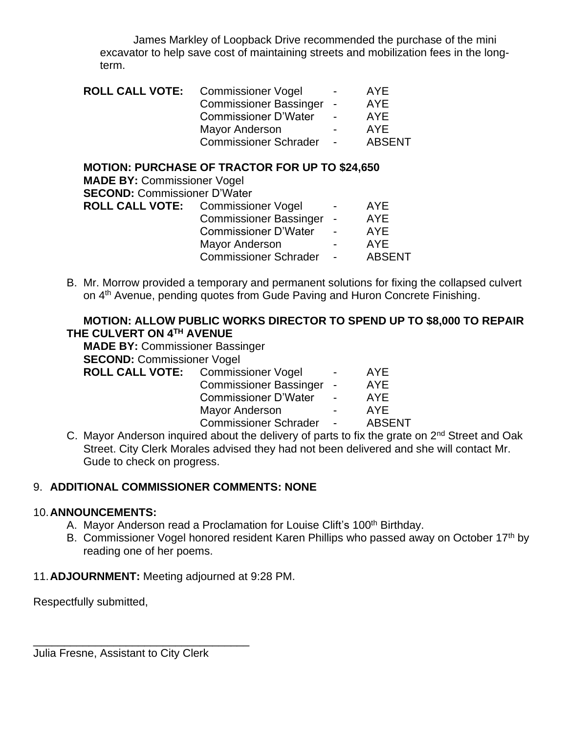James Markley of Loopback Drive recommended the purchase of the mini excavator to help save cost of maintaining streets and mobilization fees in the long-term.

| | | | |
|---|---|---|---|
| **ROLL CALL VOTE:** | Commissioner Vogel | - | AYE |
| | Commissioner Bassinger | - | AYE |
| | Commissioner D'Water | - | AYE |
| | Mayor Anderson | - | AYE |
| | Commissioner Schrader | - | ABSENT |

**MOTION: PURCHASE OF TRACTOR FOR UP TO $24,650**
**MADE BY:** Commissioner Vogel
**SECOND:** Commissioner D'Water

| | | | |
|---|---|---|---|
| **ROLL CALL VOTE:** | Commissioner Vogel | - | AYE |
| | Commissioner Bassinger | - | AYE |
| | Commissioner D'Water | - | AYE |
| | Mayor Anderson | - | AYE |
| | Commissioner Schrader | - | ABSENT |

B. Mr. Morrow provided a temporary and permanent solutions for fixing the collapsed culvert on 4th Avenue, pending quotes from Gude Paving and Huron Concrete Finishing.

**MOTION: ALLOW PUBLIC WORKS DIRECTOR TO SPEND UP TO $8,000 TO REPAIR THE CULVERT ON 4TH AVENUE**
**MADE BY:** Commissioner Bassinger
**SECOND:** Commissioner Vogel

| | | | |
|---|---|---|---|
| **ROLL CALL VOTE:** | Commissioner Vogel | - | AYE |
| | Commissioner Bassinger | - | AYE |
| | Commissioner D'Water | - | AYE |
| | Mayor Anderson | - | AYE |
| | Commissioner Schrader | - | ABSENT |

C. Mayor Anderson inquired about the delivery of parts to fix the grate on 2nd Street and Oak Street. City Clerk Morales advised they had not been delivered and she will contact Mr. Gude to check on progress.

9. **ADDITIONAL COMMISSIONER COMMENTS: NONE**

10. **ANNOUNCEMENTS:**
   A. Mayor Anderson read a Proclamation for Louise Clift's 100th Birthday.
   B. Commissioner Vogel honored resident Karen Phillips who passed away on October 17th by reading one of her poems.

11. **ADJOURNMENT:** Meeting adjourned at 9:28 PM.

Respectfully submitted,

\_\_\_\_\_\_\_\_\_\_\_\_\_\_\_\_\_\_\_\_\_\_\_\_\_\_\_\_\_\_\_\_\_\_\_\_

Julia Fresne, Assistant to City Clerk